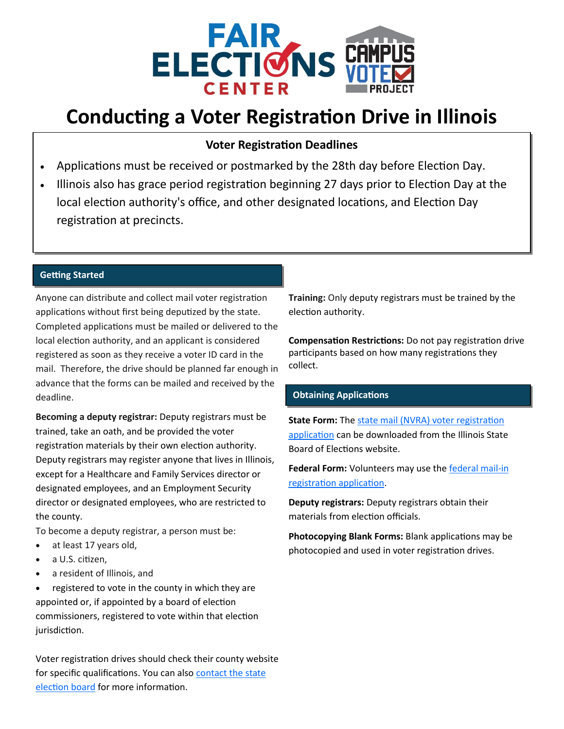# Conducting a Voter Registration Drive in Illinois

## Voter Registration Deadlines

- Applications must be received or postmarked by the 28th day before Election Day.
- Illinois also has grace period registration beginning 27 days prior to Election Day at the local election authority's office, and other designated locations, and Election Day registration at precincts.

## Getting Started

Anyone can distribute and collect mail voter registration applications without first being deputized by the state. Completed applications must be mailed or delivered to the local election authority, and an applicant is considered registered as soon as they receive a voter ID card in the mail. Therefore, the drive should be planned far enough in advance that the forms can be mailed and received by the deadline.

**Becoming a deputy registrar:** Deputy registrars must be trained, take an oath, and be provided the voter registration materials by their own election authority. Deputy registrars may register anyone that lives in Illinois, except for a Healthcare and Family Services director or designated employees, and an Employment Security director or designated employees, who are restricted to the county.

To become a deputy registrar, a person must be:

- at least 17 years old,
- a U.S. citizen,
- a resident of Illinois, and
- registered to vote in the county in which they are appointed or, if appointed by a board of election commissioners, registered to vote within that election jurisdiction.

Voter registration drives should check their county website for specific qualifications. You can also contact the state election board for more information.

**Training:** Only deputy registrars must be trained by the election authority.

**Compensation Restrictions:** Do not pay registration drive participants based on how many registrations they collect.

## Obtaining Applications

**State Form:** The state mail (NVRA) voter registration application can be downloaded from the Illinois State Board of Elections website.

**Federal Form:** Volunteers may use the federal mail-in registration application.

**Deputy registrars:** Deputy registrars obtain their materials from election officials.

**Photocopying Blank Forms:** Blank applications may be photocopied and used in voter registration drives.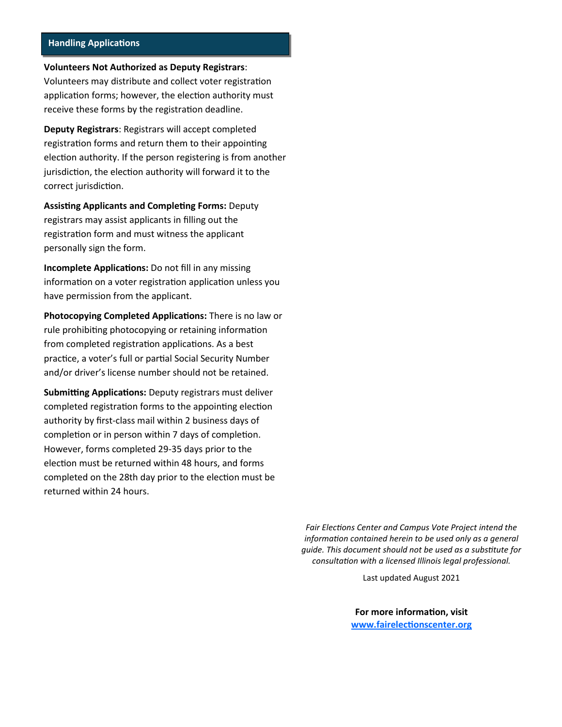## Handling Applications

**Volunteers Not Authorized as Deputy Registrars**: Volunteers may distribute and collect voter registration application forms; however, the election authority must receive these forms by the registration deadline.

**Deputy Registrars**: Registrars will accept completed registration forms and return them to their appointing election authority. If the person registering is from another jurisdiction, the election authority will forward it to the correct jurisdiction.

**Assisting Applicants and Completing Forms:** Deputy registrars may assist applicants in filling out the registration form and must witness the applicant personally sign the form.

**Incomplete Applications:** Do not fill in any missing information on a voter registration application unless you have permission from the applicant.

**Photocopying Completed Applications:** There is no law or rule prohibiting photocopying or retaining information from completed registration applications. As a best practice, a voter's full or partial Social Security Number and/or driver's license number should not be retained.

**Submitting Applications:** Deputy registrars must deliver completed registration forms to the appointing election authority by first-class mail within 2 business days of completion or in person within 7 days of completion. However, forms completed 29-35 days prior to the election must be returned within 48 hours, and forms completed on the 28th day prior to the election must be returned within 24 hours.

*Fair Elections Center and Campus Vote Project intend the information contained herein to be used only as a general guide. This document should not be used as a substitute for consultation with a licensed Illinois legal professional.*

Last updated August 2021

**For more information, visit [www.fairelectionscenter.org](http://www.fairelectionscenter.org)**